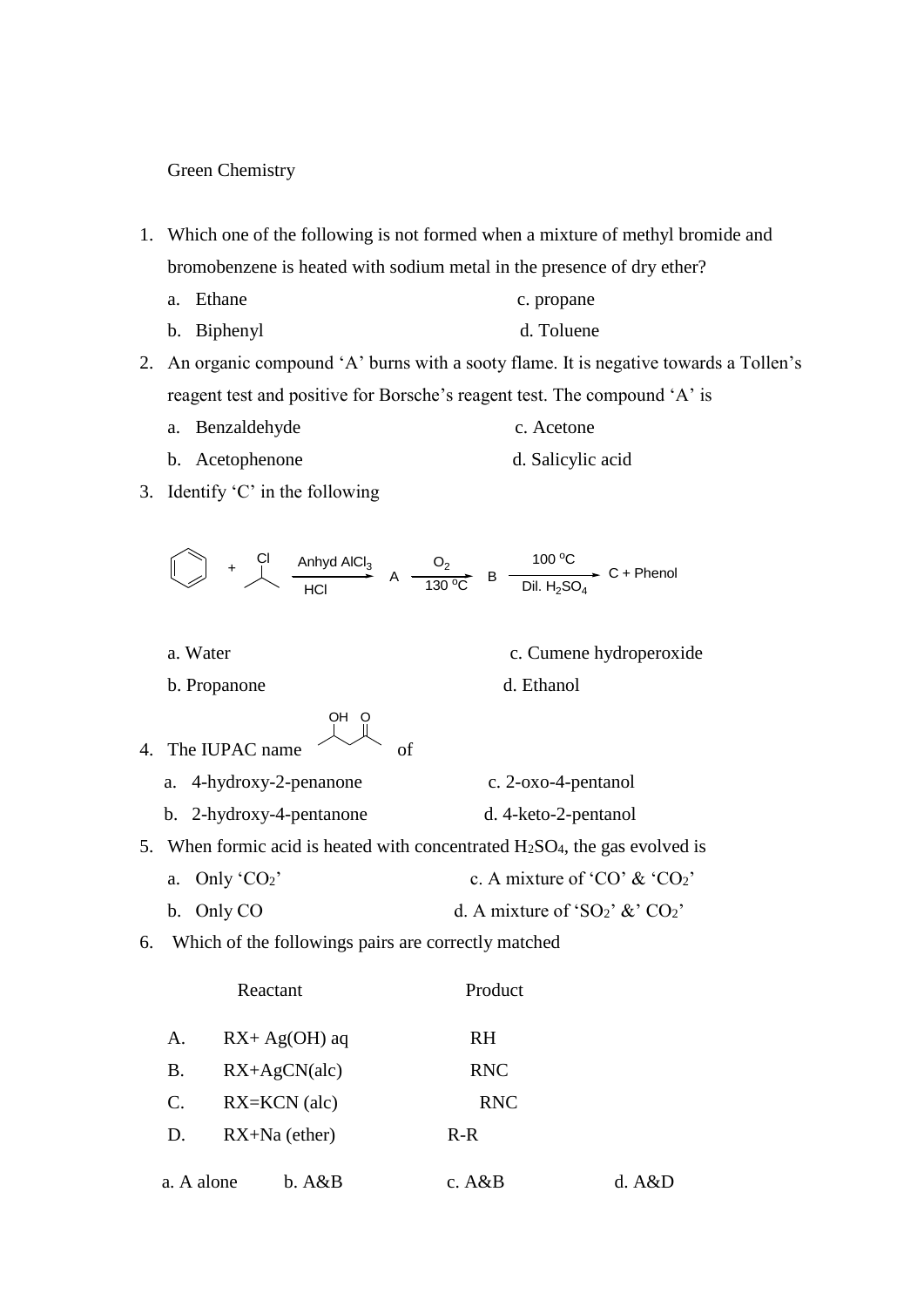Green Chemistry

1. Which one of the following is not formed when a mixture of methyl bromide and bromobenzene is heated with sodium metal in the presence of dry ether?
   - a. Ethane
   - b. Biphenyl
   - c. propane
   - d. Toluene

2. An organic compound 'A' burns with a sooty flame. It is negative towards a Tollen's reagent test and positive for Borsche's reagent test. The compound 'A' is
   - a. Benzaldehyde
   - b. Acetophenone
   - c. Acetone
   - d. Salicylic acid

3. Identify 'C' in the following

$$\text{Benzene} + (CH_3)_2CHCl \xrightarrow[HCl]{\text{Anhyd } AlCl_3} A \xrightarrow[130\,^{o}C]{O_2} B \xrightarrow[\text{Dil. } H_2SO_4]{100\,^{o}C} C + \text{Phenol}$$

   - a. Water
   - b. Propanone
   - c. Cumene hydroperoxide
   - d. Ethanol

4. The IUPAC name $CH_3CH(OH)CH_2COCH_3$ of
   - a. 4-hydroxy-2-penanone
   - b. 2-hydroxy-4-pentanone
   - c. 2-oxo-4-pentanol
   - d. 4-keto-2-pentanol

5. When formic acid is heated with concentrated $H_2SO_4$, the gas evolved is
   - a. Only '$CO_2$'
   - b. Only CO
   - c. A mixture of 'CO' & '$CO_2$'
   - d. A mixture of '$SO_2$' &' $CO_2$'

6. Which of the followings pairs are correctly matched

|  | Reactant | Product |
|---|---|---|
| A. | RX+ Ag(OH) aq | RH |
| B. | RX+AgCN(alc) | RNC |
| C. | RX=KCN (alc) | RNC |
| D. | RX+Na (ether) | R-R |

a. A alone b. A&B c. A&B d. A&D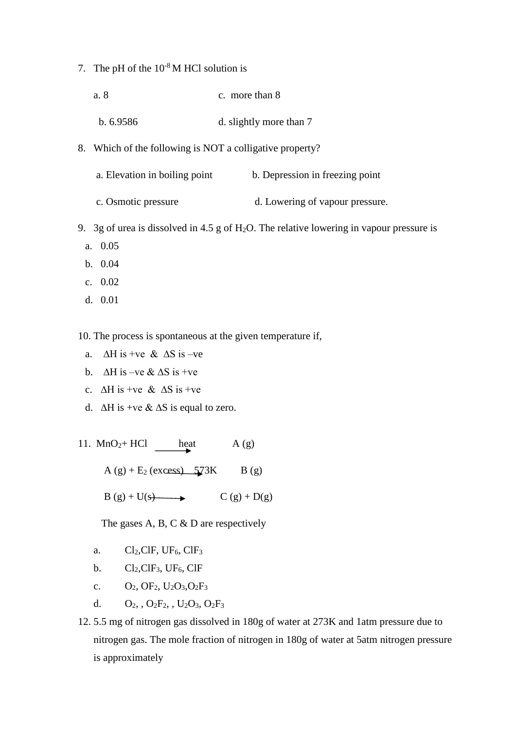7. The pH of the $10^{-8}$ M HCl solution is

   a. 8 &nbsp;&nbsp;&nbsp;&nbsp;&nbsp;&nbsp;&nbsp;&nbsp; c. more than 8

   b. 6.9586 &nbsp;&nbsp;&nbsp;&nbsp;&nbsp;&nbsp;&nbsp;&nbsp; d. slightly more than 7

8. Which of the following is NOT a colligative property?

   a. Elevation in boiling point &nbsp;&nbsp;&nbsp;&nbsp;&nbsp;&nbsp;&nbsp;&nbsp; b. Depression in freezing point

   c. Osmotic pressure &nbsp;&nbsp;&nbsp;&nbsp;&nbsp;&nbsp;&nbsp;&nbsp; d. Lowering of vapour pressure.

9. 3g of urea is dissolved in 4.5 g of $H_2O$. The relative lowering in vapour pressure is
   a. 0.05
   b. 0.04
   c. 0.02
   d. 0.01

10. The process is spontaneous at the given temperature if,
    a. $\Delta H$ is +ve & $\Delta S$ is –ve
    b. $\Delta H$ is –ve & $\Delta S$ is +ve
    c. $\Delta H$ is +ve & $\Delta S$ is +ve
    d. $\Delta H$ is +ve & $\Delta S$ is equal to zero.

11. $MnO_2 + HCl \xrightarrow{heat} A\,(g)$

    $A\,(g) + E_2\,(excess) \xrightarrow{573K} B\,(g)$

    $B\,(g) + U(s) \longrightarrow C\,(g) + D(g)$

    The gases A, B, C & D are respectively

    a. $Cl_2$, $ClF$, $UF_6$, $ClF_3$
    b. $Cl_2$, $ClF_3$, $UF_6$, $ClF$
    c. $O_2$, $OF_2$, $U_2O_3$, $O_2F_3$
    d. $O_2$, , $O_2F_2$, , $U_2O_3$, $O_2F_3$

12. 5.5 mg of nitrogen gas dissolved in 180g of water at 273K and 1atm pressure due to nitrogen gas. The mole fraction of nitrogen in 180g of water at 5atm nitrogen pressure is approximately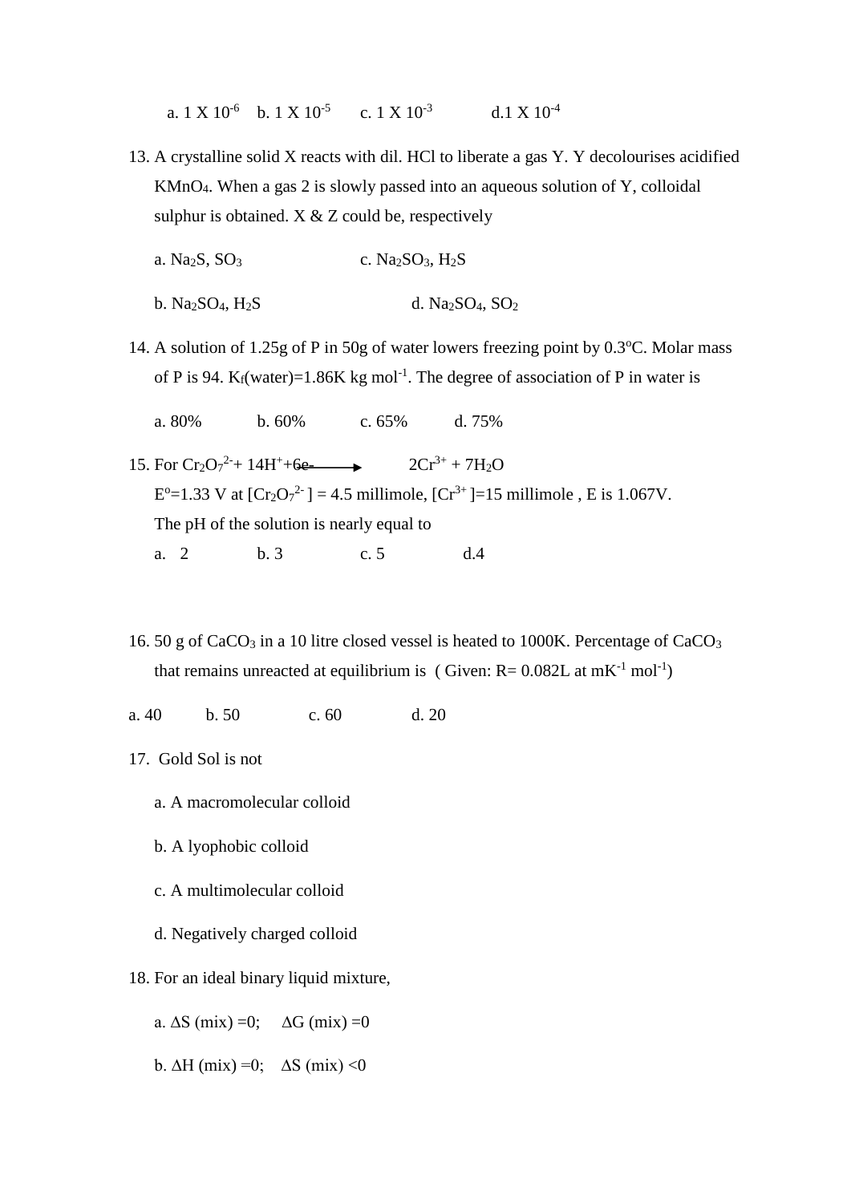a. $1 \times 10^{-6}$  b. $1 \times 10^{-5}$  c. $1 \times 10^{-3}$  d. $1 \times 10^{-4}$

13. A crystalline solid X reacts with dil. HCl to liberate a gas Y. Y decolourises acidified $KMnO_4$. When a gas 2 is slowly passed into an aqueous solution of Y, colloidal sulphur is obtained. X & Z could be, respectively

    a. $Na_2S$, $SO_3$  c. $Na_2SO_3$, $H_2S$

    b. $Na_2SO_4$, $H_2S$  d. $Na_2SO_4$, $SO_2$

14. A solution of 1.25g of P in 50g of water lowers freezing point by 0.3°C. Molar mass of P is 94. $K_f$(water)=1.86K kg mol$^{-1}$. The degree of association of P in water is

    a. 80%  b. 60%  c. 65%  d. 75%

15. For $Cr_2O_7^{2-} + 14H^+ + 6e^- \longrightarrow 2Cr^{3+} + 7H_2O$
    $E^o$=1.33 V at $[Cr_2O_7^{2-}]$ = 4.5 millimole, $[Cr^{3+}]$=15 millimole , E is 1.067V.
    The pH of the solution is nearly equal to
    a. 2  b. 3  c. 5  d. 4

16. 50 g of $CaCO_3$ in a 10 litre closed vessel is heated to 1000K. Percentage of $CaCO_3$ that remains unreacted at equilibrium is ( Given: R= 0.082L at mK$^{-1}$ mol$^{-1}$)

a. 40  b. 50  c. 60  d. 20

17. Gold Sol is not

    a. A macromolecular colloid

    b. A lyophobic colloid

    c. A multimolecular colloid

    d. Negatively charged colloid

18. For an ideal binary liquid mixture,

    a. $\Delta S$ (mix) =0;  $\Delta G$ (mix) =0

    b. $\Delta H$ (mix) =0;  $\Delta S$ (mix) <0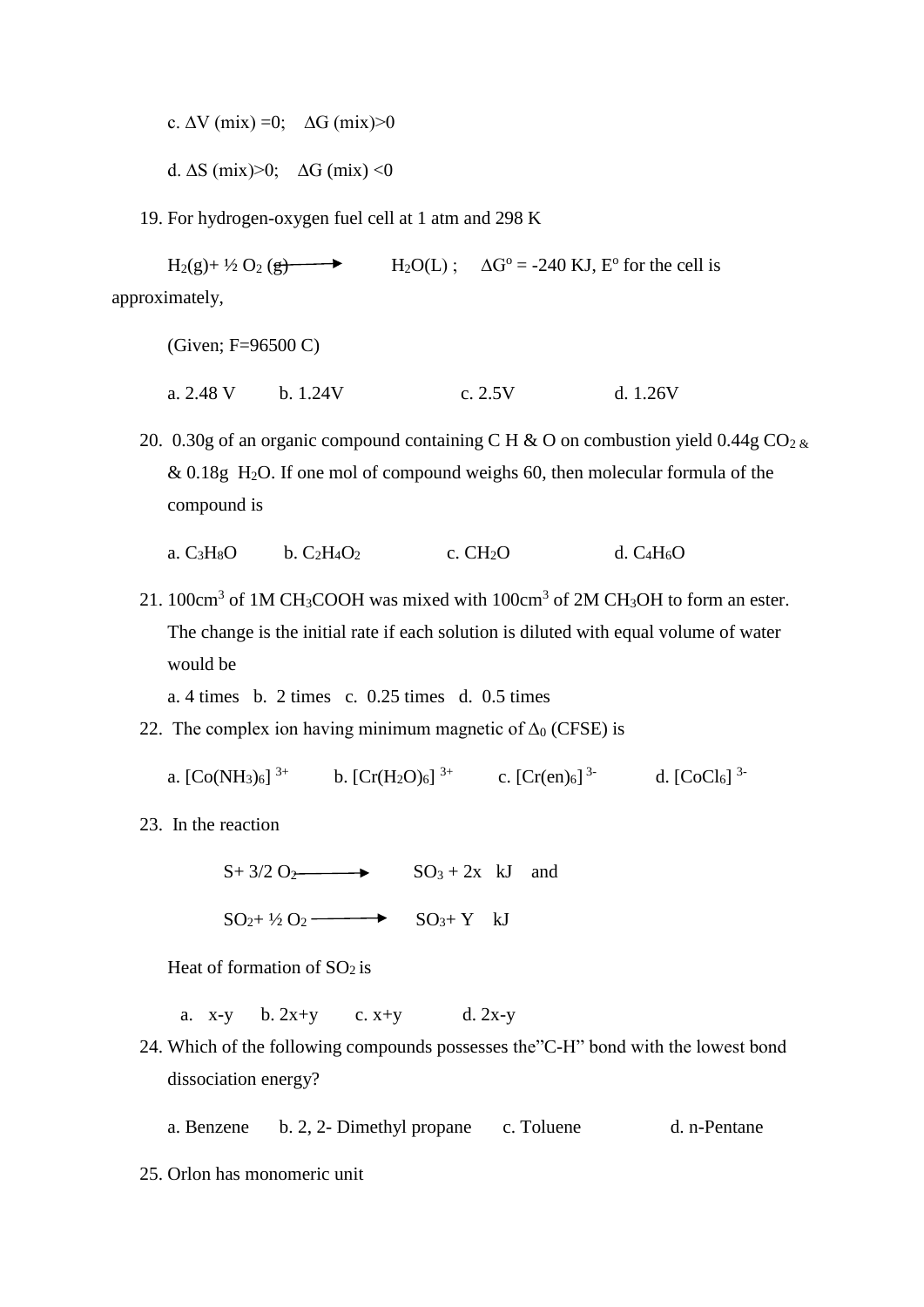c. $\Delta V$ (mix) =0;    $\Delta G$ (mix)>0

d. $\Delta S$ (mix)>0;    $\Delta G$ (mix) <0

19. For hydrogen-oxygen fuel cell at 1 atm and 298 K

$H_2(g) + \frac{1}{2} O_2(g) \longrightarrow H_2O(L)$ ;    $\Delta G^o = -240$ KJ, $E^o$ for the cell is approximately,

(Given; F=96500 C)

a. 2.48 V    b. 1.24V    c. 2.5V    d. 1.26V

20. 0.30g of an organic compound containing C H & O on combustion yield 0.44g $CO_2$ & 0.18g $H_2O$. If one mol of compound weighs 60, then molecular formula of the compound is

a. $C_3H_8O$    b. $C_2H_4O_2$    c. $CH_2O$    d. $C_4H_6O$

21. 100$cm^3$ of 1M $CH_3COOH$ was mixed with 100$cm^3$ of 2M $CH_3OH$ to form an ester. The change is the initial rate if each solution is diluted with equal volume of water would be

a. 4 times   b. 2 times   c. 0.25 times   d. 0.5 times

22. The complex ion having minimum magnetic of $\Delta_0$ (CFSE) is

a. $[Co(NH_3)_6]^{3+}$    b. $[Cr(H_2O)_6]^{3+}$    c. $[Cr(en)_6]^{3-}$    d. $[CoCl_6]^{3-}$

23. In the reaction

$S + 3/2\ O_2 \longrightarrow SO_3 + 2x$ kJ   and

$SO_2 + \frac{1}{2} O_2 \longrightarrow SO_3 + Y$ kJ

Heat of formation of $SO_2$ is

a. x-y    b. 2x+y    c. x+y    d. 2x-y

24. Which of the following compounds possesses the"C-H" bond with the lowest bond dissociation energy?

a. Benzene    b. 2, 2- Dimethyl propane    c. Toluene    d. n-Pentane

25. Orlon has monomeric unit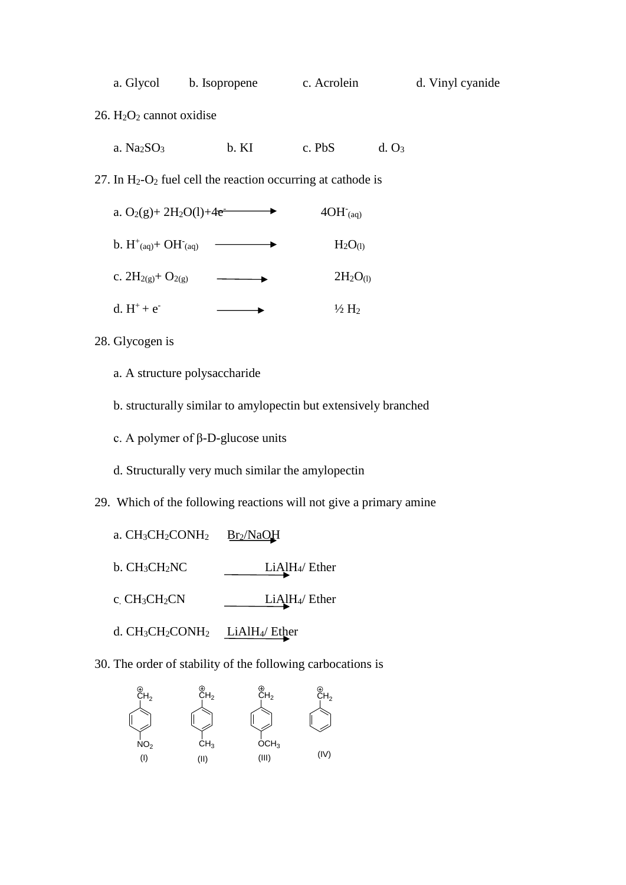a. Glycol b. Isopropene c. Acrolein d. Vinyl cyanide

26. $H_2O_2$ cannot oxidise

a. $Na_2SO_3$ b. KI c. PbS d. $O_3$

27. In $H_2$-$O_2$ fuel cell the reaction occurring at cathode is

a. $O_2(g) + 2H_2O(l) + 4e^- \longrightarrow 4OH^-_{(aq)}$

b. $H^+_{(aq)} + OH^-_{(aq)} \longrightarrow H_2O_{(l)}$

c. $2H_{2(g)} + O_{2(g)} \longrightarrow 2H_2O_{(l)}$

d. $H^+ + e^- \longrightarrow \frac{1}{2} H_2$

28. Glycogen is

a. A structure polysaccharide

b. structurally similar to amylopectin but extensively branched

c. A polymer of β-D-glucose units

d. Structurally very much similar the amylopectin

29. Which of the following reactions will not give a primary amine

a. $CH_3CH_2CONH_2 \xrightarrow{Br_2/NaOH}$

b. $CH_3CH_2NC \xrightarrow{LiAlH_4/\ Ether}$

c. $CH_3CH_2CN \xrightarrow{LiAlH_4/\ Ether}$

d. $CH_3CH_2CONH_2 \xrightarrow{LiAlH_4/\ Ether}$

30. The order of stability of the following carbocations is

(I) $\overset{\oplus}{C}H_2$–$C_6H_4$–$NO_2$ (para)

(II) $\overset{\oplus}{C}H_2$–$C_6H_4$–$CH_3$ (para)

(III) $\overset{\oplus}{C}H_2$–$C_6H_4$–$OCH_3$ (para)

(IV) $\overset{\oplus}{C}H_2$–$C_6H_5$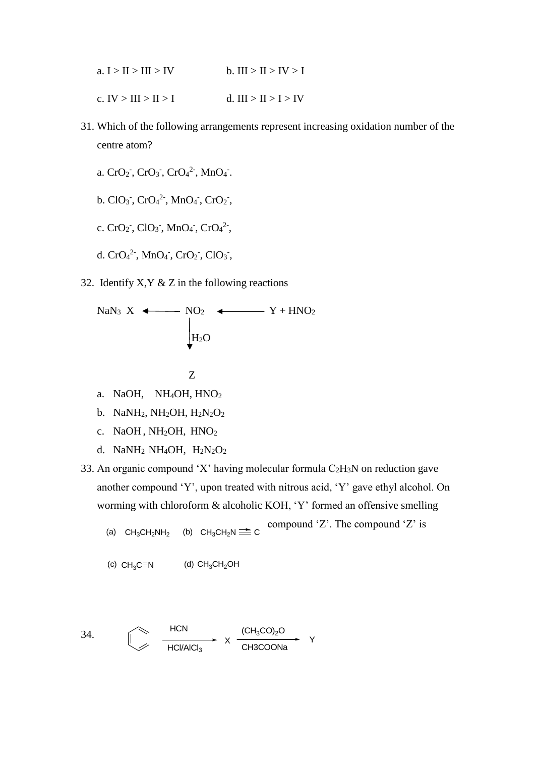a. I > II > III > IV　　　　b. III > II > IV > I

c. IV > III > II > I　　　　d. III > II > I > IV

31. Which of the following arrangements represent increasing oxidation number of the centre atom?

 a. $CrO_2^-$, $CrO_3^-$, $CrO_4^{2-}$, $MnO_4^-$.

 b. $ClO_3^-$, $CrO_4^{2-}$, $MnO_4^-$, $CrO_2^-$,

 c. $CrO_2^-$, $ClO_3^-$, $MnO_4^-$, $CrO_4^{2-}$,

 d. $CrO_4^{2-}$, $MnO_4^-$, $CrO_2^-$, $ClO_3^-$,

32. Identify X,Y & Z in the following reactions

$$NaN_3 \quad X \longleftarrow NO_2 \longleftarrow Y + HNO_2$$

$$NO_2 \xrightarrow{H_2O} Z$$

 a. NaOH, $NH_4OH$, $HNO_2$
 b. $NaNH_2$, $NH_2OH$, $H_2N_2O_2$
 c. NaOH , $NH_2OH$, $HNO_2$
 d. $NaNH_2$ $NH_4OH$, $H_2N_2O_2$

33. An organic compound 'X' having molecular formula $C_2H_3N$ on reduction gave another compound 'Y', upon treated with nitrous acid, 'Y' gave ethyl alcohol. On worming with chloroform & alcoholic KOH, 'Y' formed an offensive smelling compound 'Z'. The compound 'Z' is

 (a) $CH_3CH_2NH_2$　　(b) $CH_3CH_2N \equiv C$

 (c) $CH_3C{\equiv}N$　　(d) $CH_3CH_2OH$

34. 
$$\text{Benzene} \xrightarrow[HCl/AlCl_3]{HCN} X \xrightarrow[CH3COONa]{(CH_3CO)_2O} Y$$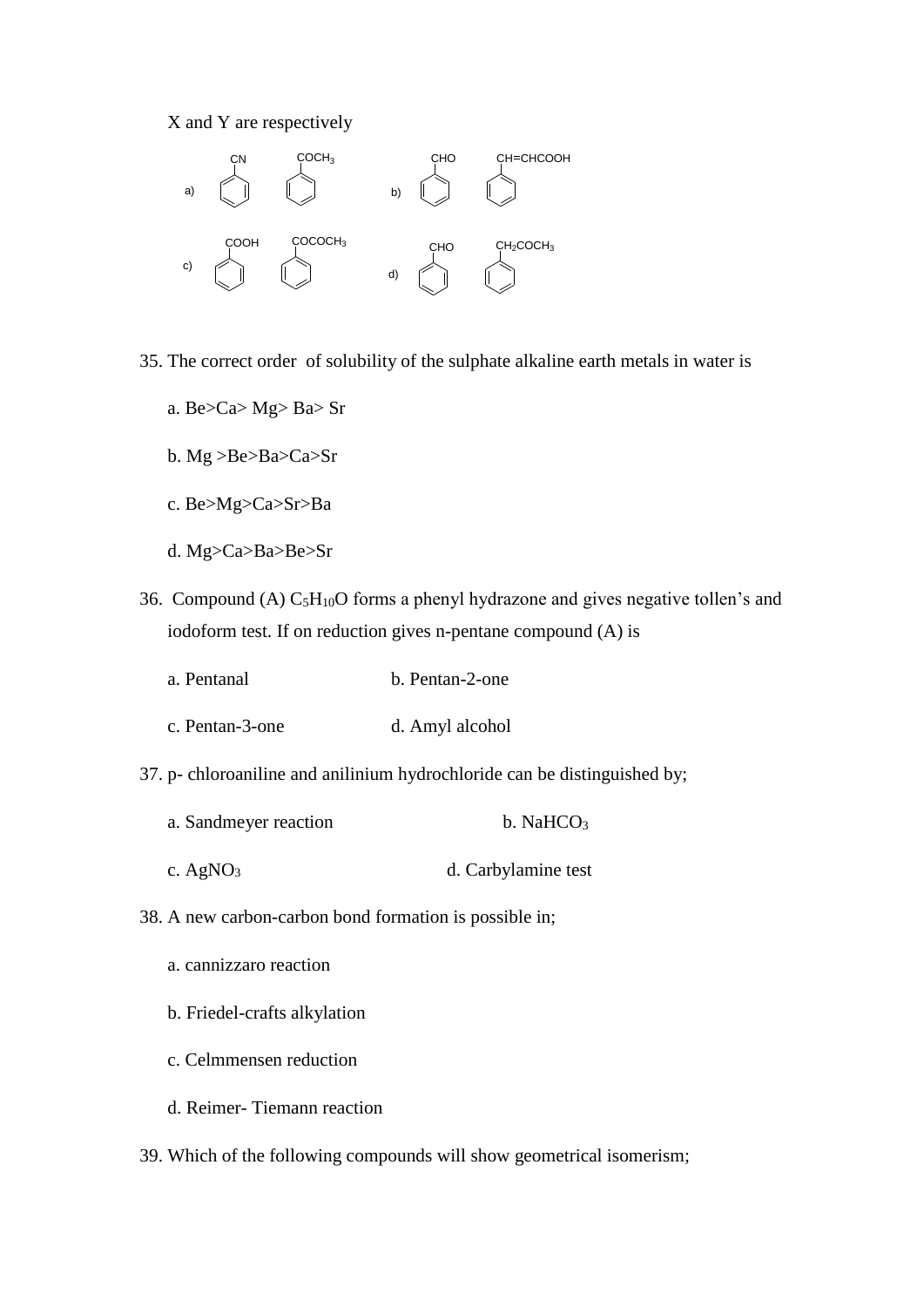X and Y are respectively

a) $C_6H_5CN$ , $C_6H_5COCH_3$

b) $C_6H_5CHO$ , $C_6H_5CH=CHCOOH$

c) $C_6H_5COOH$ , $C_6H_5COCOCH_3$

d) $C_6H_5CHO$ , $C_6H_5CH_2COCH_3$

35. The correct order of solubility of the sulphate alkaline earth metals in water is

   a. Be>Ca> Mg> Ba> Sr

   b. Mg >Be>Ba>Ca>Sr

   c. Be>Mg>Ca>Sr>Ba

   d. Mg>Ca>Ba>Be>Sr

36. Compound (A) $C_5H_{10}O$ forms a phenyl hydrazone and gives negative tollen's and iodoform test. If on reduction gives n-pentane compound (A) is

   a. Pentanal　　　　　　b. Pentan-2-one

   c. Pentan-3-one　　　　d. Amyl alcohol

37. p- chloroaniline and anilinium hydrochloride can be distinguished by;

   a. Sandmeyer reaction　　　　b. $NaHCO_3$

   c. $AgNO_3$　　　　　　　　　d. Carbylamine test

38. A new carbon-carbon bond formation is possible in;

   a. cannizzaro reaction

   b. Friedel-crafts alkylation

   c. Celmmensen reduction

   d. Reimer- Tiemann reaction

39. Which of the following compounds will show geometrical isomerism;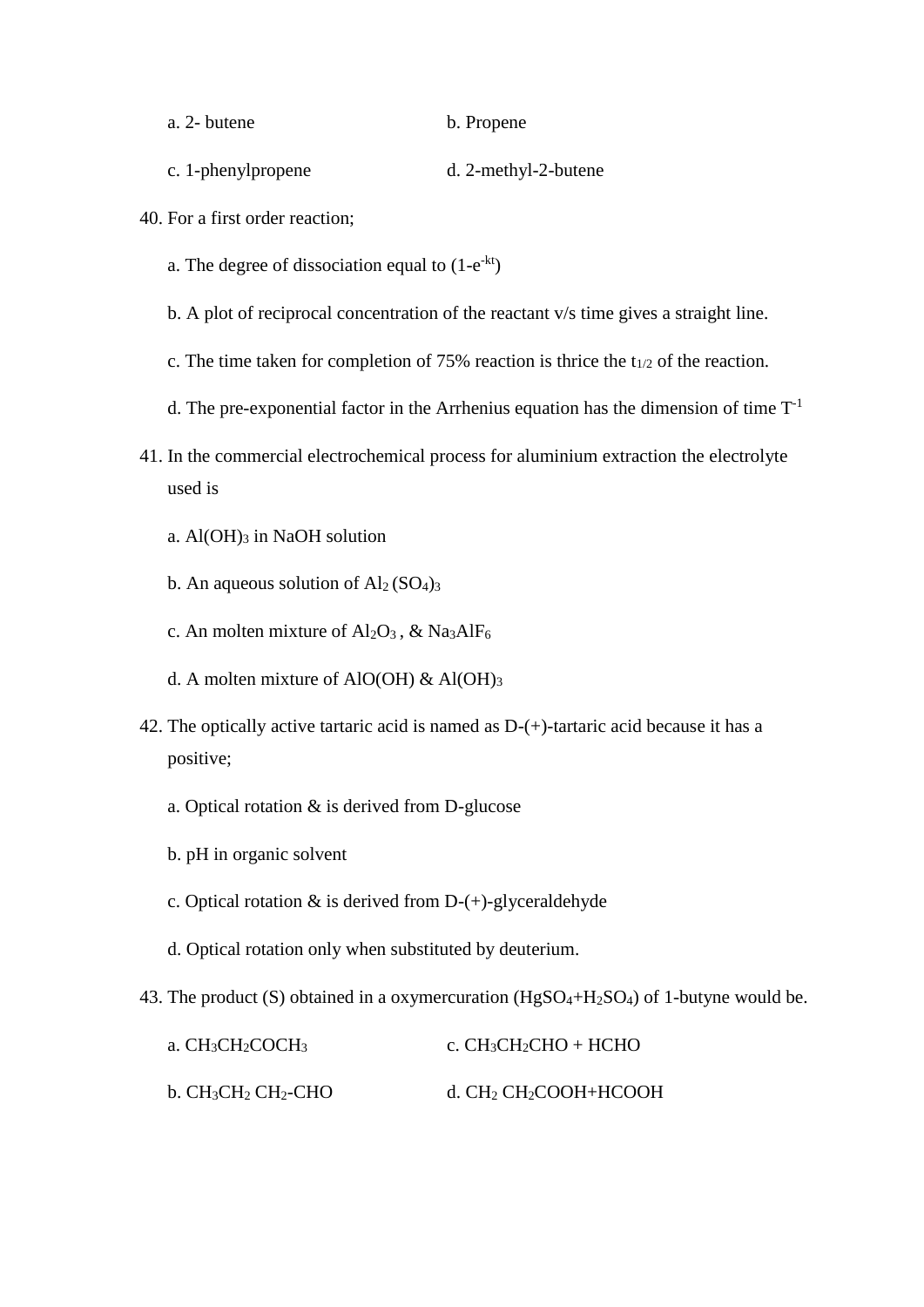a. 2- butene	b. Propene

c. 1-phenylpropene	d. 2-methyl-2-butene

40. For a first order reaction;

a. The degree of dissociation equal to $(1-e^{-kt})$

b. A plot of reciprocal concentration of the reactant v/s time gives a straight line.

c. The time taken for completion of 75% reaction is thrice the $t_{1/2}$ of the reaction.

d. The pre-exponential factor in the Arrhenius equation has the dimension of time $T^{-1}$

41. In the commercial electrochemical process for aluminium extraction the electrolyte used is

a. $Al(OH)_3$ in NaOH solution

b. An aqueous solution of $Al_2(SO_4)_3$

c. An molten mixture of $Al_2O_3$ , & $Na_3AlF_6$

d. A molten mixture of AlO(OH) & $Al(OH)_3$

42. The optically active tartaric acid is named as D-(+)-tartaric acid because it has a positive;

a. Optical rotation & is derived from D-glucose

b. pH in organic solvent

c. Optical rotation & is derived from D-(+)-glyceraldehyde

d. Optical rotation only when substituted by deuterium.

43. The product (S) obtained in a oxymercuration ($HgSO_4$+$H_2SO_4$) of 1-butyne would be.

a. $CH_3CH_2COCH_3$

b. $CH_3CH_2$ $CH_2$-CHO

c. $CH_3CH_2CHO$ + HCHO

d. $CH_2$ $CH_2COOH$+HCOOH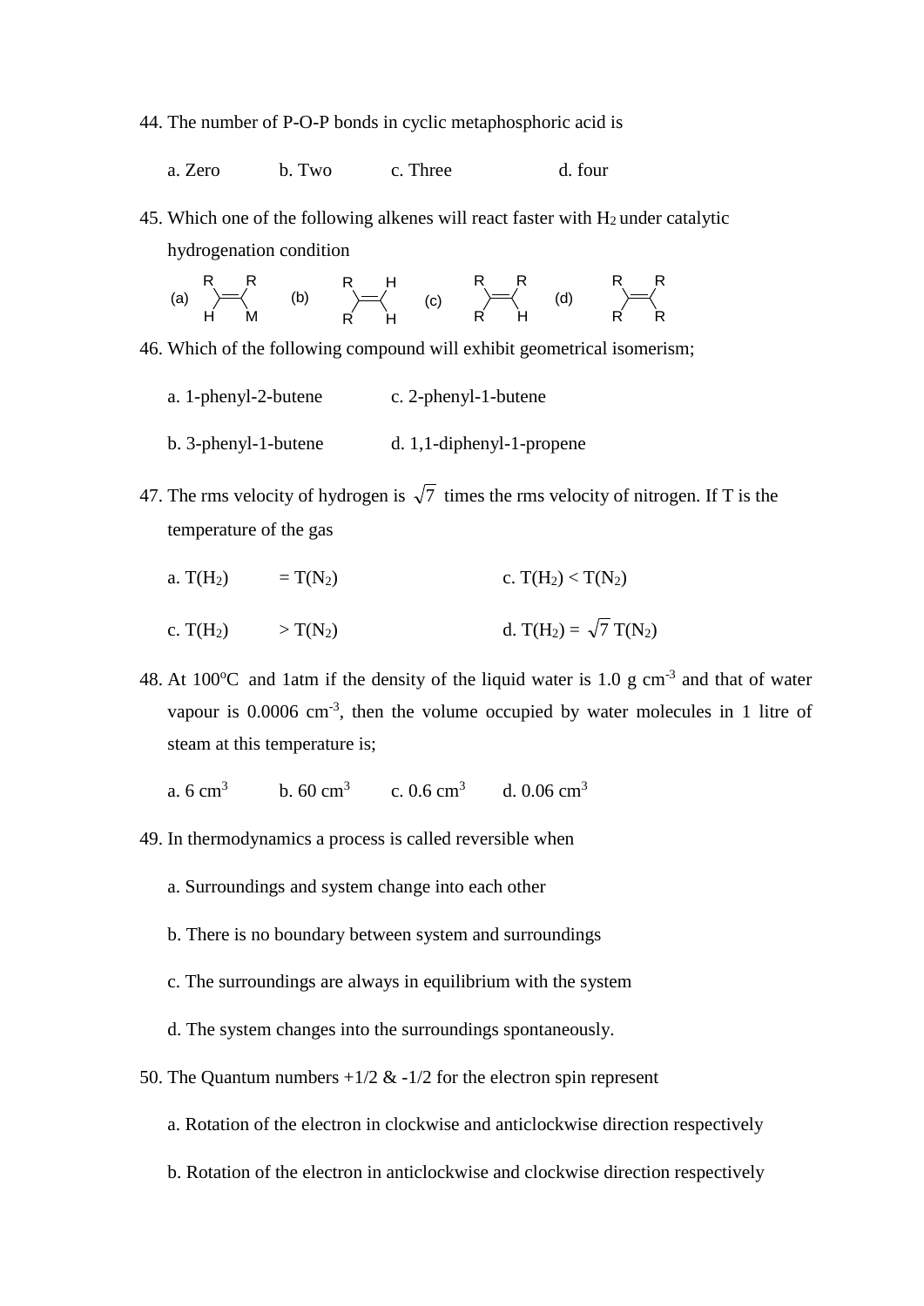44. The number of P-O-P bonds in cyclic metaphosphoric acid is

a. Zero  b. Two  c. Three  d. four

45. Which one of the following alkenes will react faster with $H_2$ under catalytic hydrogenation condition

(a) $RHC{=}CRM$ (R, H on one carbon; R, M on the other)  (b) $R_2C{=}CH_2$  (c) $R_2C{=}CHR$  (d) $R_2C{=}CR_2$

46. Which of the following compound will exhibit geometrical isomerism;

a. 1-phenyl-2-butene  c. 2-phenyl-1-butene

b. 3-phenyl-1-butene  d. 1,1-diphenyl-1-propene

47. The rms velocity of hydrogen is $\sqrt{7}$ times the rms velocity of nitrogen. If T is the temperature of the gas

a. $T(H_2) = T(N_2)$  c. $T(H_2) < T(N_2)$

c. $T(H_2) > T(N_2)$  d. $T(H_2) = \sqrt{7}\, T(N_2)$

48. At 100$^o$C and 1atm if the density of the liquid water is 1.0 g cm$^{-3}$ and that of water vapour is 0.0006 cm$^{-3}$, then the volume occupied by water molecules in 1 litre of steam at this temperature is;

a. 6 cm$^3$  b. 60 cm$^3$  c. 0.6 cm$^3$  d. 0.06 cm$^3$

49. In thermodynamics a process is called reversible when

a. Surroundings and system change into each other

b. There is no boundary between system and surroundings

c. The surroundings are always in equilibrium with the system

d. The system changes into the surroundings spontaneously.

50. The Quantum numbers +1/2 & -1/2 for the electron spin represent

a. Rotation of the electron in clockwise and anticlockwise direction respectively

b. Rotation of the electron in anticlockwise and clockwise direction respectively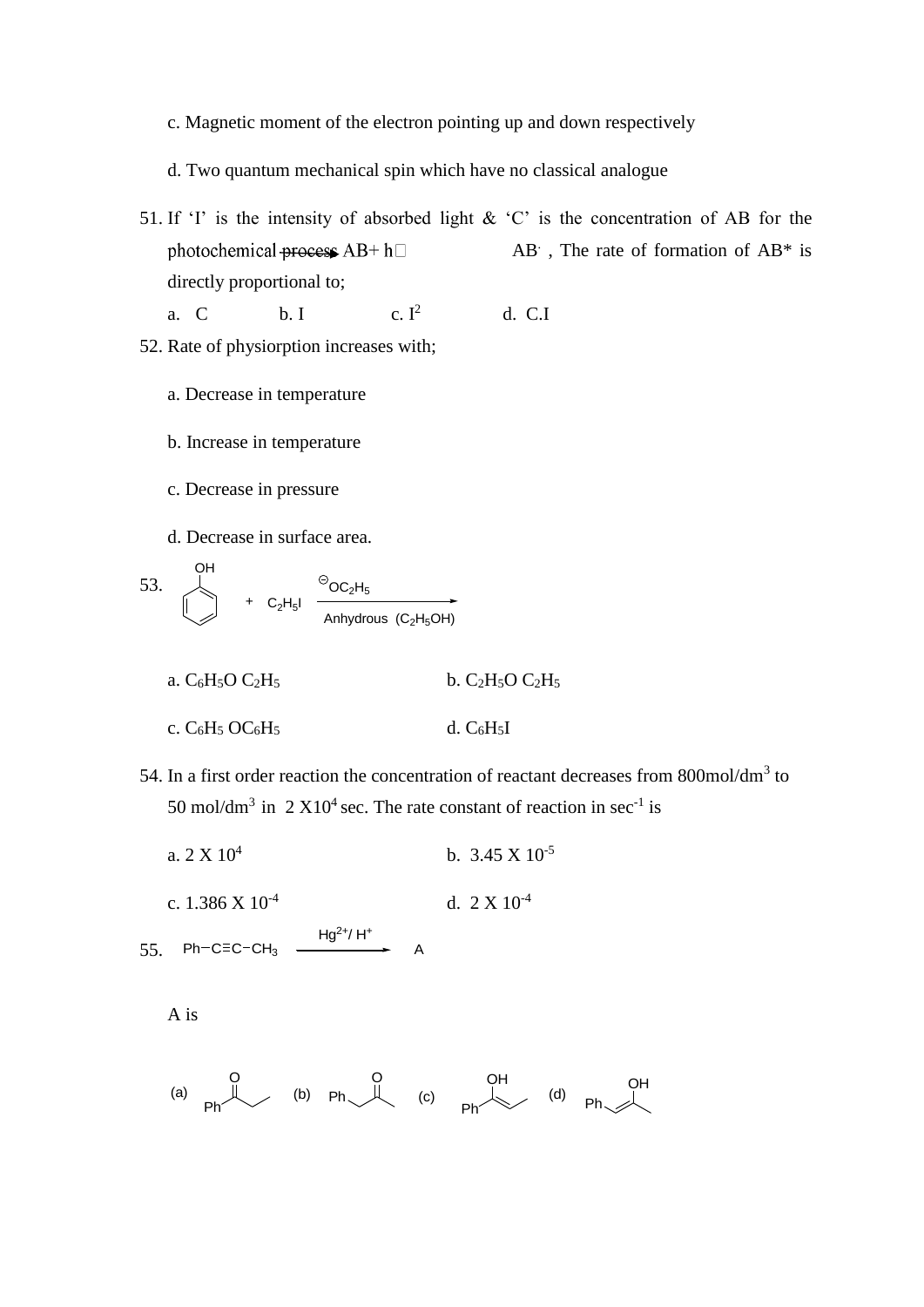c. Magnetic moment of the electron pointing up and down respectively

d. Two quantum mechanical spin which have no classical analogue

51. If 'I' is the intensity of absorbed light & 'C' is the concentration of AB for the photochemical process $AB + h\nu \rightarrow AB^{\cdot}$ , The rate of formation of AB* is directly proportional to;

    a. C  b. I  c. $I^2$  d. C.I

52. Rate of physiorption increases with;

    a. Decrease in temperature

    b. Increase in temperature

    c. Decrease in pressure

    d. Decrease in surface area.

53. Phenol (OH on benzene ring) + $C_2H_5I$ $\xrightarrow[\text{Anhydrous } (C_2H_5OH)]{^{\ominus}OC_2H_5}$

    a. $C_6H_5O\ C_2H_5$  b. $C_2H_5O\ C_2H_5$

    c. $C_6H_5\ OC_6H_5$  d. $C_6H_5I$

54. In a first order reaction the concentration of reactant decreases from 800mol/dm$^3$ to 50 mol/dm$^3$ in $2 \times 10^4$ sec. The rate constant of reaction in sec$^{-1}$ is

    a. $2 \times 10^4$  b. $3.45 \times 10^{-5}$

    c. $1.386 \times 10^{-4}$  d. $2 \times 10^{-4}$

55. $Ph-C\equiv C-CH_3 \xrightarrow{Hg^{2+}/ H^+} A$

    A is

    (a) $Ph-CO-CH_2CH_3$  (b) $Ph-CH_2-CO-CH_3$  (c) $Ph-C(OH)=CH-CH_3$  (d) $Ph-CH=C(OH)-CH_3$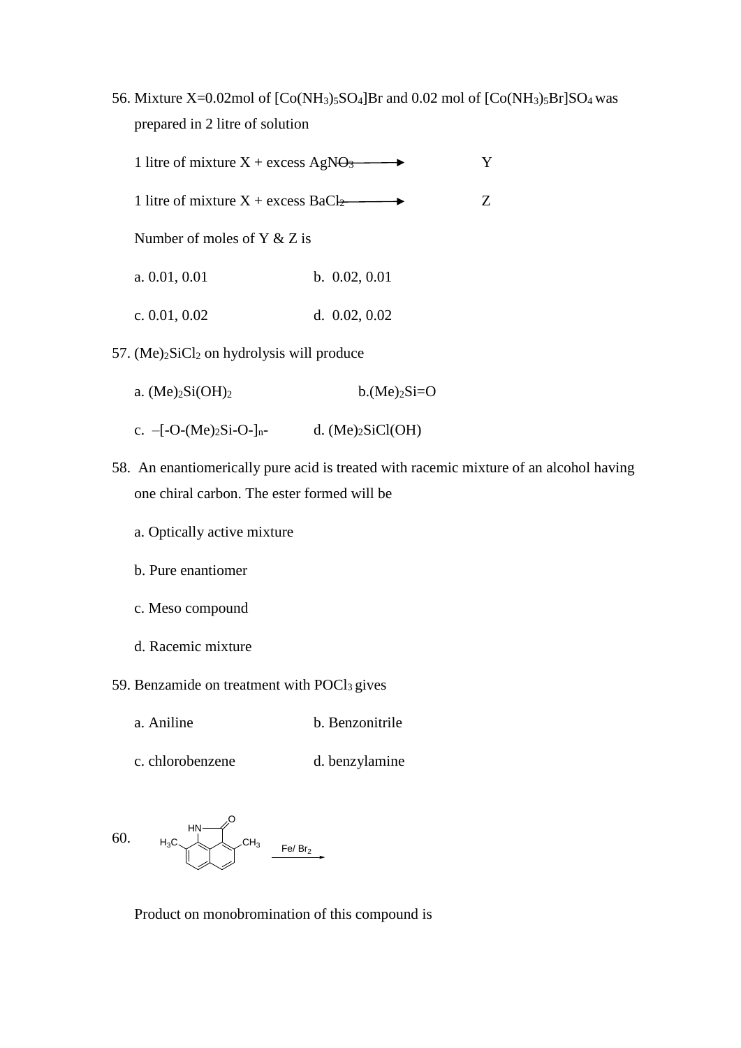56. Mixture X=0.02mol of $[Co(NH_3)_5SO_4]Br$ and 0.02 mol of $[Co(NH_3)_5Br]SO_4$ was prepared in 2 litre of solution

    1 litre of mixture X + excess $AgNO_3$ $\longrightarrow$ Y

    1 litre of mixture X + excess $BaCl_2$ $\longrightarrow$ Z

    Number of moles of Y & Z is

    a. 0.01, 0.01 &nbsp;&nbsp;&nbsp;&nbsp; b. 0.02, 0.01

    c. 0.01, 0.02 &nbsp;&nbsp;&nbsp;&nbsp; d. 0.02, 0.02

57. $(Me)_2SiCl_2$ on hydrolysis will produce

    a. $(Me)_2Si(OH)_2$ &nbsp;&nbsp;&nbsp;&nbsp; b. $(Me)_2Si{=}O$

    c. $–[-O-(Me)_2Si-O-]_n-$ &nbsp;&nbsp;&nbsp;&nbsp; d. $(Me)_2SiCl(OH)$

58. An enantiomerically pure acid is treated with racemic mixture of an alcohol having one chiral carbon. The ester formed will be

    a. Optically active mixture

    b. Pure enantiomer

    c. Meso compound

    d. Racemic mixture

59. Benzamide on treatment with $POCl_3$ gives

    a. Aniline &nbsp;&nbsp;&nbsp;&nbsp; b. Benzonitrile

    c. chlorobenzene &nbsp;&nbsp;&nbsp;&nbsp; d. benzylamine

60. (Structure: naphthalene-fused lactam with HN–C(=O), bearing $H_3C$ and $CH_3$ substituents) $\xrightarrow{Fe/\ Br_2}$

    Product on monobromination of this compound is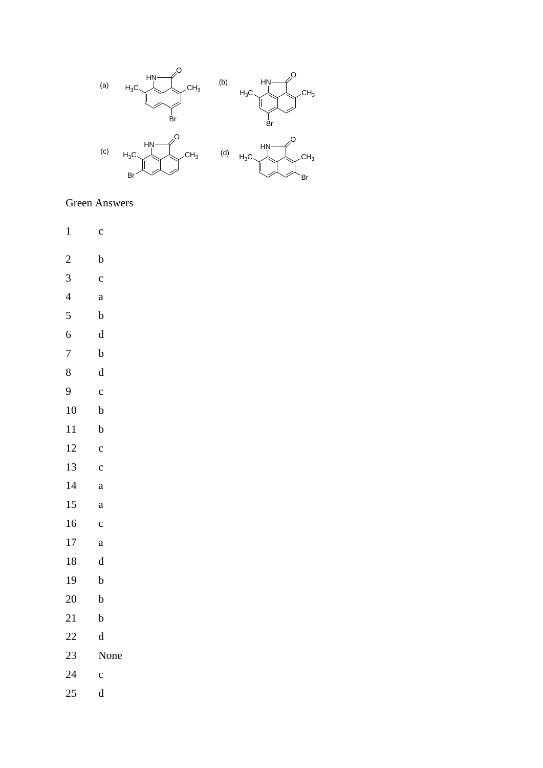(a) (b)

(c) (d)

Green Answers

| | |
|---|---|
| 1 | c |
| 2 | b |
| 3 | c |
| 4 | a |
| 5 | b |
| 6 | d |
| 7 | b |
| 8 | d |
| 9 | c |
| 10 | b |
| 11 | b |
| 12 | c |
| 13 | c |
| 14 | a |
| 15 | a |
| 16 | c |
| 17 | a |
| 18 | d |
| 19 | b |
| 20 | b |
| 21 | b |
| 22 | d |
| 23 | None |
| 24 | c |
| 25 | d |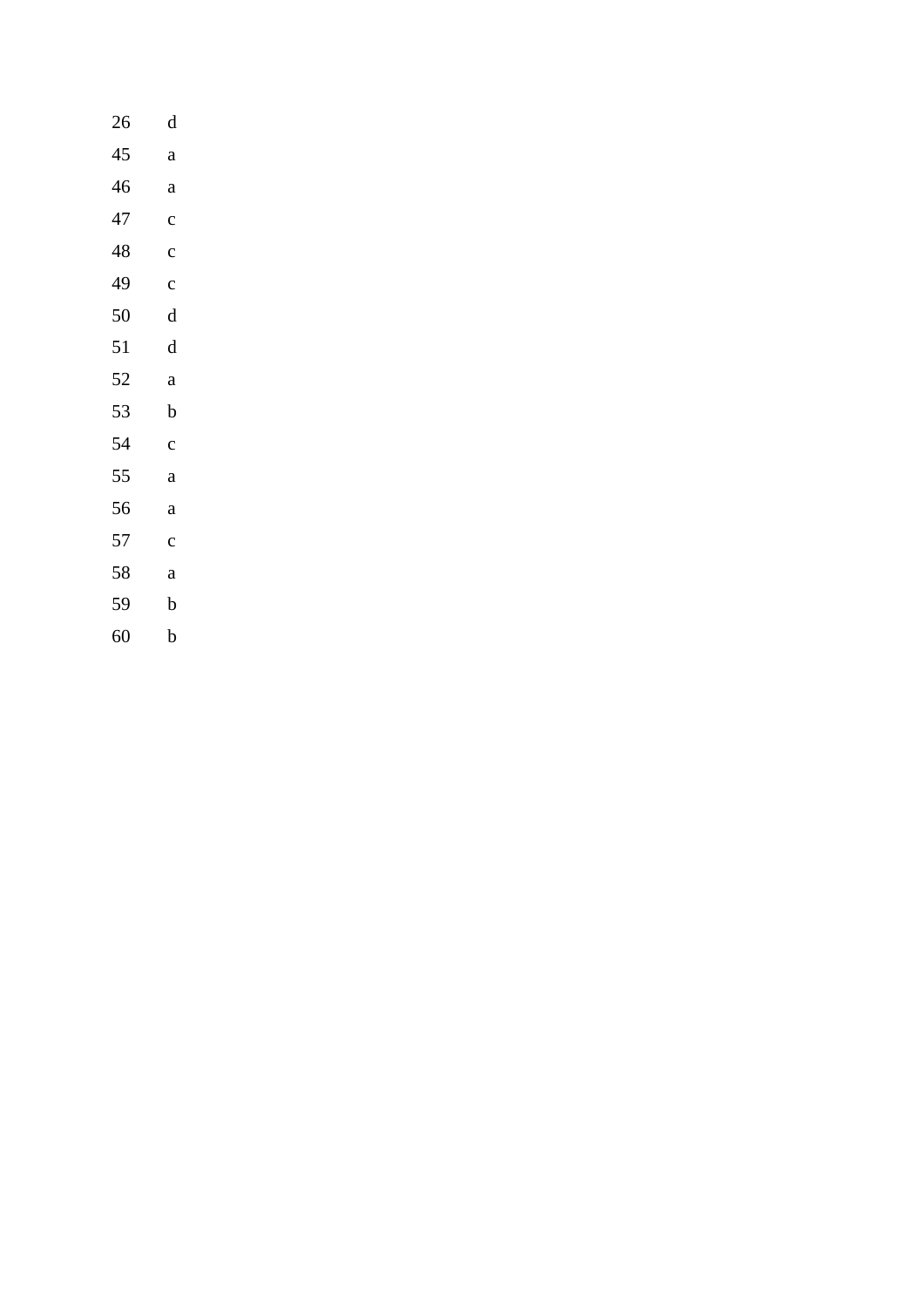| | |
|---|---|
| 26 | d |
| 45 | a |
| 46 | a |
| 47 | c |
| 48 | c |
| 49 | c |
| 50 | d |
| 51 | d |
| 52 | a |
| 53 | b |
| 54 | c |
| 55 | a |
| 56 | a |
| 57 | c |
| 58 | a |
| 59 | b |
| 60 | b |